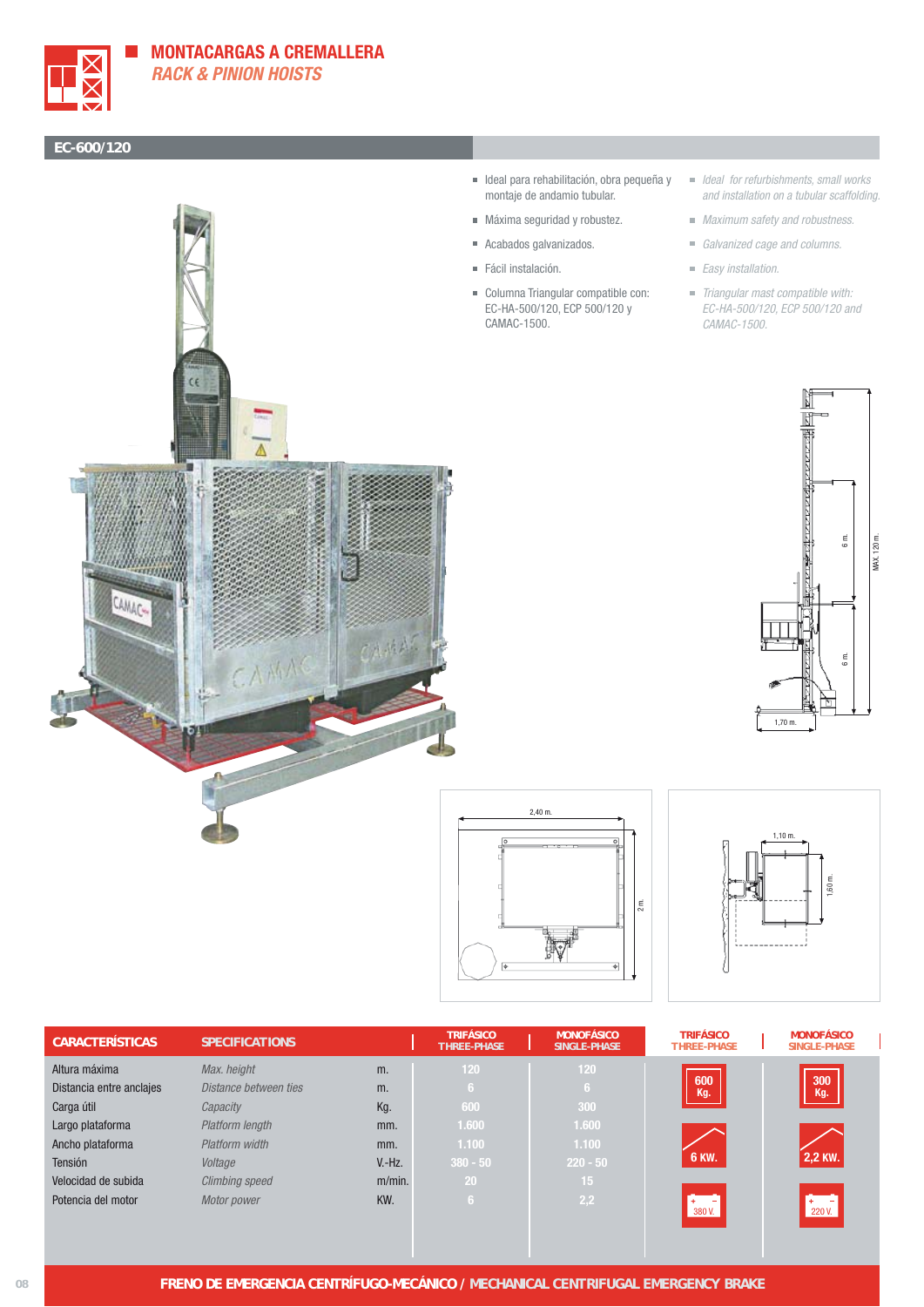# MONTACARGAS A CREMALLERA
## *RACK & PINION HOISTS*

### EC-600/120

- Ideal para rehabilitación, obra pequeña y montaje de andamio tubular.
- Máxima seguridad y robustez.
- Acabados galvanizados.
- Fácil instalación.
- Columna Triangular compatible con: EC-HA-500/120, ECP 500/120 y CAMAC-1500.

- *Ideal for refurbishments, small works and installation on a tubular scaffolding.*
- *Maximum safety and robustness.*
- *Galvanized cage and columns.*
- *Easy installation.*
- *Triangular mast compatible with: EC-HA-500/120, ECP 500/120 and CAMAC-1500.*

| CARACTERÍSTICAS | SPECIFICATIONS | | TRIFÁSICO THREE-PHASE | MONOFÁSICO SINGLE-PHASE |
|---|---|---|---|---|
| Altura máxima | *Max. height* | m. | 120 | 120 |
| Distancia entre anclajes | *Distance between ties* | m. | 6 | 6 |
| Carga útil | *Capacity* | Kg. | 600 | 300 |
| Largo plataforma | *Platform length* | mm. | 1.600 | 1.600 |
| Ancho plataforma | *Platform width* | mm. | 1.100 | 1.100 |
| Tensión | *Voltage* | V.-Hz. | 380 - 50 | 220 - 50 |
| Velocidad de subida | *Climbing speed* | m/min. | 20 | 15 |
| Potencia del motor | *Motor power* | KW. | 6 | 2,2 |

| TRIFÁSICO THREE-PHASE | MONOFÁSICO SINGLE-PHASE |
|---|---|
| 600 Kg. | 300 Kg. |
| 6 KW. | 2,2 KW. |
| 380 V. | 220 V. |

**FRENO DE EMERGENCIA CENTRÍFUGO-MECÁNICO / MECHANICAL CENTRIFUGAL EMERGENCY BRAKE**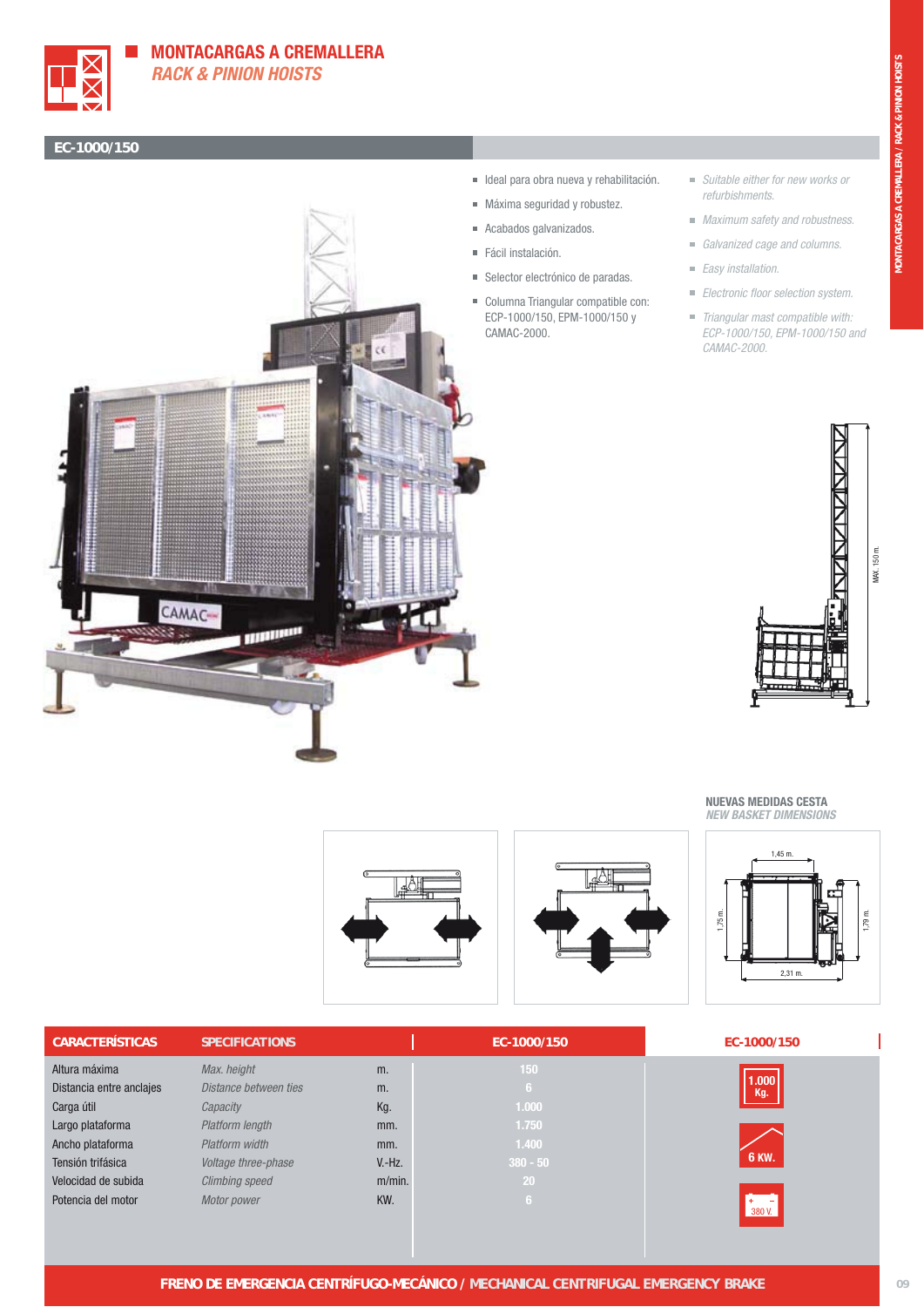# MONTACARGAS A CREMALLERA
## *RACK & PINION HOISTS*

### EC-1000/150

- Ideal para obra nueva y rehabilitación.
- Máxima seguridad y robustez.
- Acabados galvanizados.
- Fácil instalación.
- Selector electrónico de paradas.
- Columna Triangular compatible con: ECP-1000/150, EPM-1000/150 y CAMAC-2000.

- *Suitable either for new works or refurbishments.*
- *Maximum safety and robustness.*
- *Galvanized cage and columns.*
- *Easy installation.*
- *Electronic floor selection system.*
- *Triangular mast compatible with: ECP-1000/150, EPM-1000/150 and CAMAC-2000.*

MAX. 150 m.

**NUEVAS MEDIDAS CESTA**
*NEW BASKET DIMENSIONS*

1,45 m. — 1,75 m. — 1,79 m. — 2,31 m.

| CARACTERÍSTICAS | SPECIFICATIONS | | EC-1000/150 |
|---|---|---|---|
| Altura máxima | *Max. height* | m. | 150 |
| Distancia entre anclajes | *Distance between ties* | m. | 6 |
| Carga útil | *Capacity* | Kg. | 1.000 |
| Largo plataforma | *Platform length* | mm. | 1.750 |
| Ancho plataforma | *Platform width* | mm. | 1.400 |
| Tensión trifásica | *Voltage three-phase* | V.-Hz. | 380 - 50 |
| Velocidad de subida | *Climbing speed* | m/min. | 20 |
| Potencia del motor | *Motor power* | KW. | 6 |

**EC-1000/150**: 1.000 Kg. — 6 KW. — 380 V.

**FRENO DE EMERGENCIA CENTRÍFUGO-MECÁNICO / MECHANICAL CENTRIFUGAL EMERGENCY BRAKE**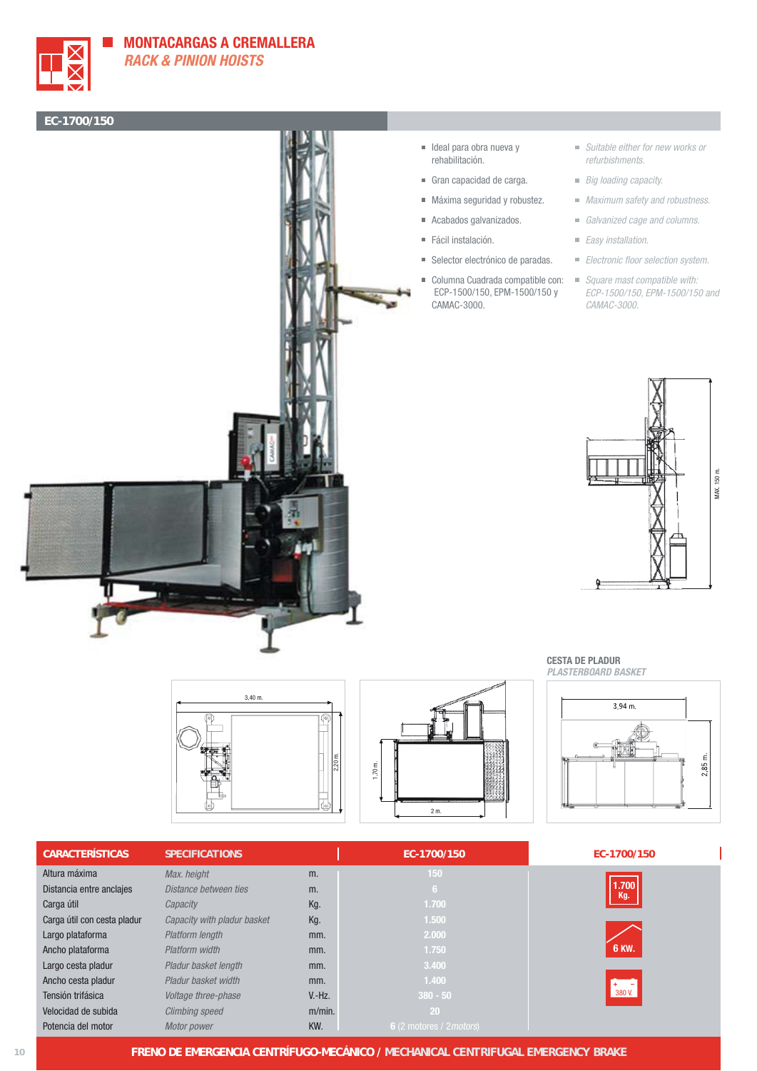# MONTACARGAS A CREMALLERA
## *RACK & PINION HOISTS*

## EC-1700/150

- Ideal para obra nueva y rehabilitación.
- Gran capacidad de carga.
- Máxima seguridad y robustez.
- Acabados galvanizados.
- Fácil instalación.
- Selector electrónico de paradas.
- Columna Cuadrada compatible con: ECP-1500/150, EPM-1500/150 y CAMAC-3000.

- *Suitable either for new works or refurbishments.*
- *Big loading capacity.*
- *Maximum safety and robustness.*
- *Galvanized cage and columns.*
- *Easy installation.*
- *Electronic floor selection system.*
- *Square mast compatible with: ECP-1500/150, EPM-1500/150 and CAMAC-3000.*

MAX. 150 m.

3,40 m.
2,20 m.

1,70 m.
2 m.

**CESTA DE PLADUR**
*PLASTERBOARD BASKET*

3,94 m.
2,85 m.

| CARACTERÍSTICAS | SPECIFICATIONS | | EC-1700/150 |
|---|---|---|---|
| Altura máxima | *Max. height* | m. | 150 |
| Distancia entre anclajes | *Distance between ties* | m. | 6 |
| Carga útil | *Capacity* | Kg. | 1.700 |
| Carga útil con cesta pladur | *Capacity with pladur basket* | Kg. | 1.500 |
| Largo plataforma | *Platform length* | mm. | 2.000 |
| Ancho plataforma | *Platform width* | mm. | 1.750 |
| Largo cesta pladur | *Pladur basket length* | mm. | 3.400 |
| Ancho cesta pladur | *Pladur basket width* | mm. | 1.400 |
| Tensión trifásica | *Voltage three-phase* | V.-Hz. | 380 - 50 |
| Velocidad de subida | *Climbing speed* | m/min. | 20 |
| Potencia del motor | *Motor power* | KW. | 6 (2 motores / *2motors*) |

**EC-1700/150**

1.700 Kg.

6 KW.

380 V.

**FRENO DE EMERGENCIA CENTRÍFUGO-MECÁNICO / MECHANICAL CENTRIFUGAL EMERGENCY BRAKE**